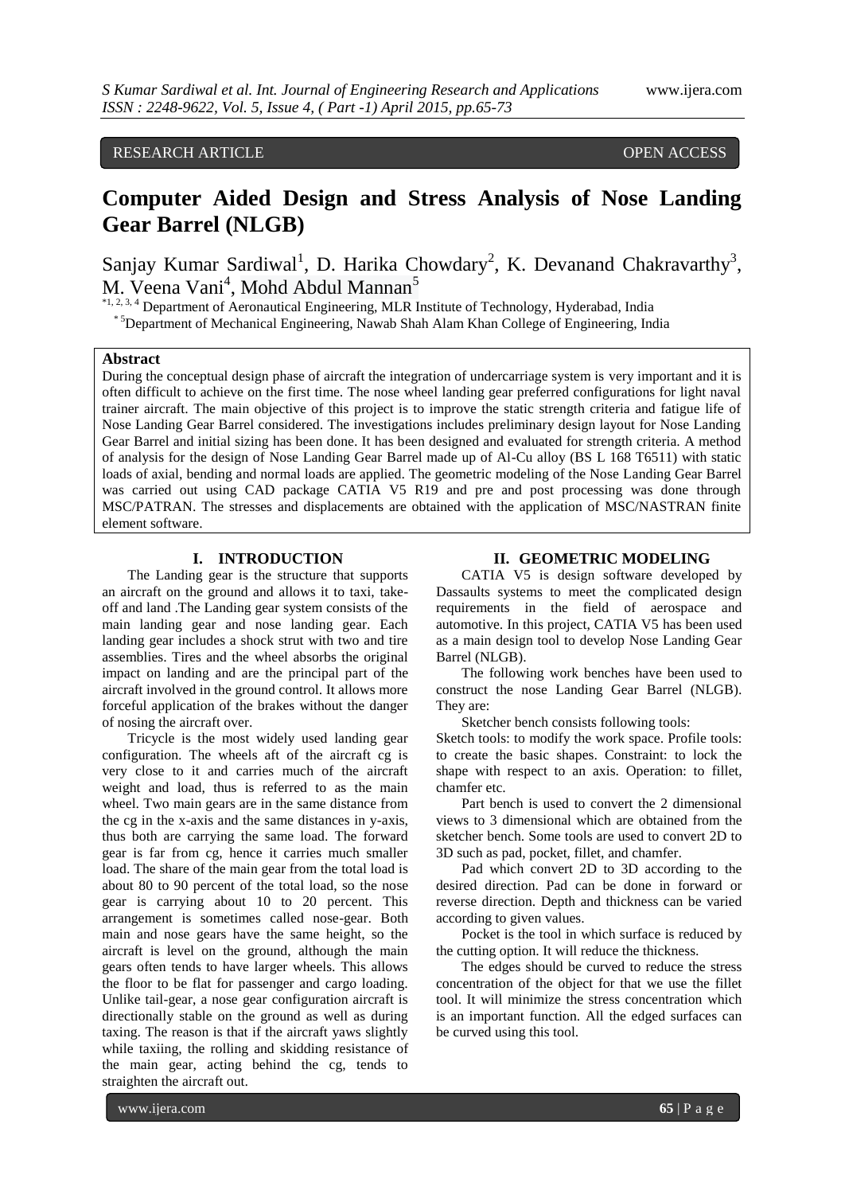RESEARCH ARTICLE OPEN ACCESS

# Computer Aided Design and Stress Analysis of Nose Landing Gear Barrel (NLGB)

Sanjay Kumar Sardiwal[1], D. Harika Chowdary[2], K. Devanand Chakravarthy[3], M. Veena Vani[4], Mohd Abdul Mannan[5]

[*1, 2, 3, 4] Department of Aeronautical Engineering, MLR Institute of Technology, Hyderabad, India
[*5]Department of Mechanical Engineering, Nawab Shah Alam Khan College of Engineering, India

**Abstract**

During the conceptual design phase of aircraft the integration of undercarriage system is very important and it is often difficult to achieve on the first time. The nose wheel landing gear preferred configurations for light naval trainer aircraft. The main objective of this project is to improve the static strength criteria and fatigue life of Nose Landing Gear Barrel considered. The investigations includes preliminary design layout for Nose Landing Gear Barrel and initial sizing has been done. It has been designed and evaluated for strength criteria. A method of analysis for the design of Nose Landing Gear Barrel made up of Al-Cu alloy (BS L 168 T6511) with static loads of axial, bending and normal loads are applied. The geometric modeling of the Nose Landing Gear Barrel was carried out using CAD package CATIA V5 R19 and pre and post processing was done through MSC/PATRAN. The stresses and displacements are obtained with the application of MSC/NASTRAN finite element software.

## I. INTRODUCTION

The Landing gear is the structure that supports an aircraft on the ground and allows it to taxi, take-off and land .The Landing gear system consists of the main landing gear and nose landing gear. Each landing gear includes a shock strut with two and tire assemblies. Tires and the wheel absorbs the original impact on landing and are the principal part of the aircraft involved in the ground control. It allows more forceful application of the brakes without the danger of nosing the aircraft over.

Tricycle is the most widely used landing gear configuration. The wheels aft of the aircraft cg is very close to it and carries much of the aircraft weight and load, thus is referred to as the main wheel. Two main gears are in the same distance from the cg in the x-axis and the same distances in y-axis, thus both are carrying the same load. The forward gear is far from cg, hence it carries much smaller load. The share of the main gear from the total load is about 80 to 90 percent of the total load, so the nose gear is carrying about 10 to 20 percent. This arrangement is sometimes called nose-gear. Both main and nose gears have the same height, so the aircraft is level on the ground, although the main gears often tends to have larger wheels. This allows the floor to be flat for passenger and cargo loading. Unlike tail-gear, a nose gear configuration aircraft is directionally stable on the ground as well as during taxing. The reason is that if the aircraft yaws slightly while taxiing, the rolling and skidding resistance of the main gear, acting behind the cg, tends to straighten the aircraft out.

## II. GEOMETRIC MODELING

CATIA V5 is design software developed by Dassaults systems to meet the complicated design requirements in the field of aerospace and automotive. In this project, CATIA V5 has been used as a main design tool to develop Nose Landing Gear Barrel (NLGB).

The following work benches have been used to construct the nose Landing Gear Barrel (NLGB). They are:

Sketcher bench consists following tools:

Sketch tools: to modify the work space. Profile tools: to create the basic shapes. Constraint: to lock the shape with respect to an axis. Operation: to fillet, chamfer etc.

Part bench is used to convert the 2 dimensional views to 3 dimensional which are obtained from the sketcher bench. Some tools are used to convert 2D to 3D such as pad, pocket, fillet, and chamfer.

Pad which convert 2D to 3D according to the desired direction. Pad can be done in forward or reverse direction. Depth and thickness can be varied according to given values.

Pocket is the tool in which surface is reduced by the cutting option. It will reduce the thickness.

The edges should be curved to reduce the stress concentration of the object for that we use the fillet tool. It will minimize the stress concentration which is an important function. All the edged surfaces can be curved using this tool.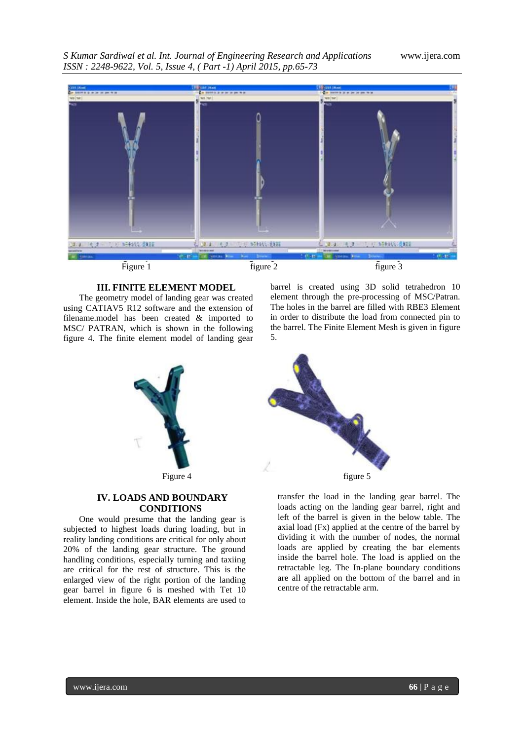Figure 1 figure 2 figure 3

## III. FINITE ELEMENT MODEL

The geometry model of landing gear was created using CATIAV5 R12 software and the extension of filename.model has been created & imported to MSC/ PATRAN, which is shown in the following figure 4. The finite element model of landing gear barrel is created using 3D solid tetrahedron 10 element through the pre-processing of MSC/Patran. The holes in the barrel are filled with RBE3 Element in order to distribute the load from connected pin to the barrel. The Finite Element Mesh is given in figure 5.

Figure 4

figure 5

## IV. LOADS AND BOUNDARY CONDITIONS

One would presume that the landing gear is subjected to highest loads during loading, but in reality landing conditions are critical for only about 20% of the landing gear structure. The ground handling conditions, especially turning and taxiing are critical for the rest of structure. This is the enlarged view of the right portion of the landing gear barrel in figure 6 is meshed with Tet 10 element. Inside the hole, BAR elements are used to transfer the load in the landing gear barrel. The loads acting on the landing gear barrel, right and left of the barrel is given in the below table. The axial load (Fx) applied at the centre of the barrel by dividing it with the number of nodes, the normal loads are applied by creating the bar elements inside the barrel hole. The load is applied on the retractable leg. The In-plane boundary conditions are all applied on the bottom of the barrel and in centre of the retractable arm.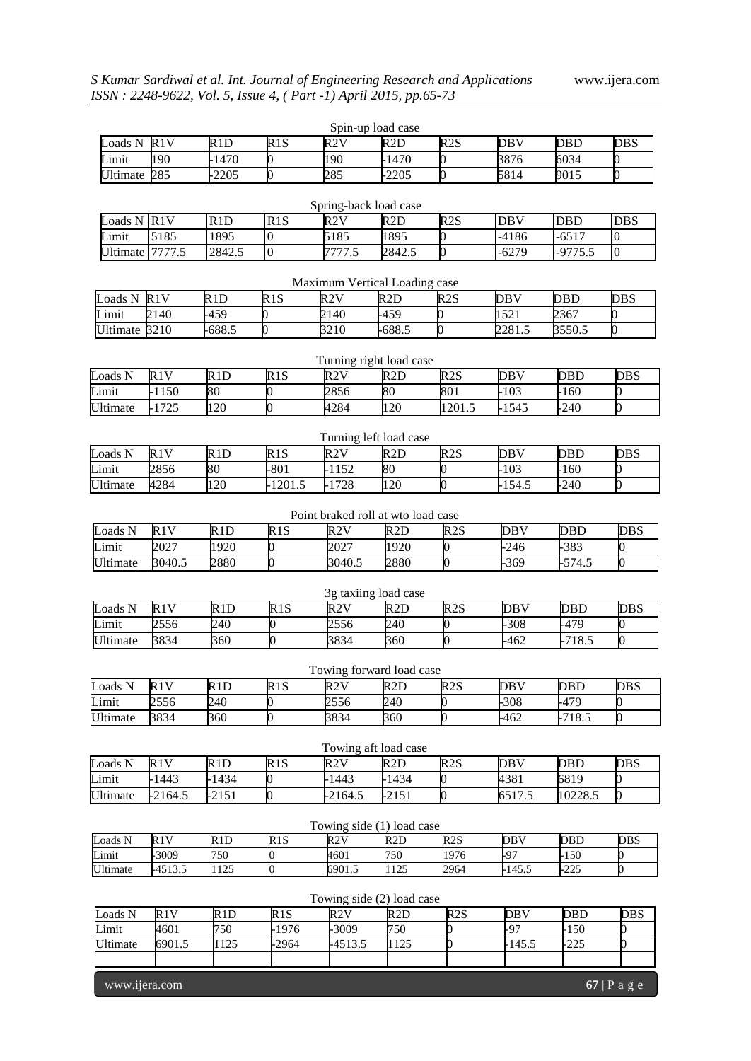Spin-up load case

| Loads N | R1V | R1D | R1S | R2V | R2D | R2S | DBV | DBD | DBS |
|---|---|---|---|---|---|---|---|---|---|
| Limit | 190 | -1470 | 0 | 190 | -1470 | 0 | 3876 | 6034 | 0 |
| Ultimate | 285 | -2205 | 0 | 285 | -2205 | 0 | 5814 | 9015 | 0 |

Spring-back load case

| Loads N | R1V | R1D | R1S | R2V | R2D | R2S | DBV | DBD | DBS |
|---|---|---|---|---|---|---|---|---|---|
| Limit | 5185 | 1895 | 0 | 5185 | 1895 | 0 | -4186 | -6517 | 0 |
| Ultimate | 7777.5 | 2842.5 | 0 | 7777.5 | 2842.5 | 0 | -6279 | -9775.5 | 0 |

Maximum Vertical Loading case

| Loads N | R1V | R1D | R1S | R2V | R2D | R2S | DBV | DBD | DBS |
|---|---|---|---|---|---|---|---|---|---|
| Limit | 2140 | -459 | 0 | 2140 | -459 | 0 | 1521 | 2367 | 0 |
| Ultimate | 3210 | -688.5 | 0 | 3210 | -688.5 | 0 | 2281.5 | 3550.5 | 0 |

Turning right load case

| Loads N | R1V | R1D | R1S | R2V | R2D | R2S | DBV | DBD | DBS |
|---|---|---|---|---|---|---|---|---|---|
| Limit | -1150 | 80 | 0 | 2856 | 80 | 801 | -103 | -160 | 0 |
| Ultimate | -1725 | 120 | 0 | 4284 | 120 | 1201.5 | -1545 | -240 | 0 |

Turning left load case

| Loads N | R1V | R1D | R1S | R2V | R2D | R2S | DBV | DBD | DBS |
|---|---|---|---|---|---|---|---|---|---|
| Limit | 2856 | 80 | -801 | -1152 | 80 | 0 | -103 | -160 | 0 |
| Ultimate | 4284 | 120 | -1201.5 | -1728 | 120 | 0 | -154.5 | -240 | 0 |

Point braked roll at wto load case

| Loads N | R1V | R1D | R1S | R2V | R2D | R2S | DBV | DBD | DBS |
|---|---|---|---|---|---|---|---|---|---|
| Limit | 2027 | 1920 | 0 | 2027 | 1920 | 0 | -246 | -383 | 0 |
| Ultimate | 3040.5 | 2880 | 0 | 3040.5 | 2880 | 0 | -369 | -574.5 | 0 |

3g taxiing load case

| Loads N | R1V | R1D | R1S | R2V | R2D | R2S | DBV | DBD | DBS |
|---|---|---|---|---|---|---|---|---|---|
| Limit | 2556 | 240 | 0 | 2556 | 240 | 0 | -308 | -479 | 0 |
| Ultimate | 3834 | 360 | 0 | 3834 | 360 | 0 | -462 | -718.5 | 0 |

Towing forward load case

| Loads N | R1V | R1D | R1S | R2V | R2D | R2S | DBV | DBD | DBS |
|---|---|---|---|---|---|---|---|---|---|
| Limit | 2556 | 240 | 0 | 2556 | 240 | 0 | -308 | -479 | 0 |
| Ultimate | 3834 | 360 | 0 | 3834 | 360 | 0 | -462 | -718.5 | 0 |

Towing aft load case

| Loads N | R1V | R1D | R1S | R2V | R2D | R2S | DBV | DBD | DBS |
|---|---|---|---|---|---|---|---|---|---|
| Limit | -1443 | -1434 | 0 | -1443 | -1434 | 0 | 4381 | 6819 | 0 |
| Ultimate | -2164.5 | -2151 | 0 | -2164.5 | -2151 | 0 | 6517.5 | 10228.5 | 0 |

Towing side (1) load case

| Loads N | R1V | R1D | R1S | R2V | R2D | R2S | DBV | DBD | DBS |
|---|---|---|---|---|---|---|---|---|---|
| Limit | -3009 | 750 | 0 | 4601 | 750 | 1976 | -97 | -150 | 0 |
| Ultimate | -4513.5 | 1125 | 0 | 6901.5 | 1125 | 2964 | -145.5 | -225 | 0 |

Towing side (2) load case

| Loads N | R1V | R1D | R1S | R2V | R2D | R2S | DBV | DBD | DBS |
|---|---|---|---|---|---|---|---|---|---|
| Limit | 4601 | 750 | -1976 | -3009 | 750 | 0 | -97 | -150 | 0 |
| Ultimate | 6901.5 | 1125 | -2964 | -4513.5 | 1125 | 0 | -145.5 | -225 | 0 |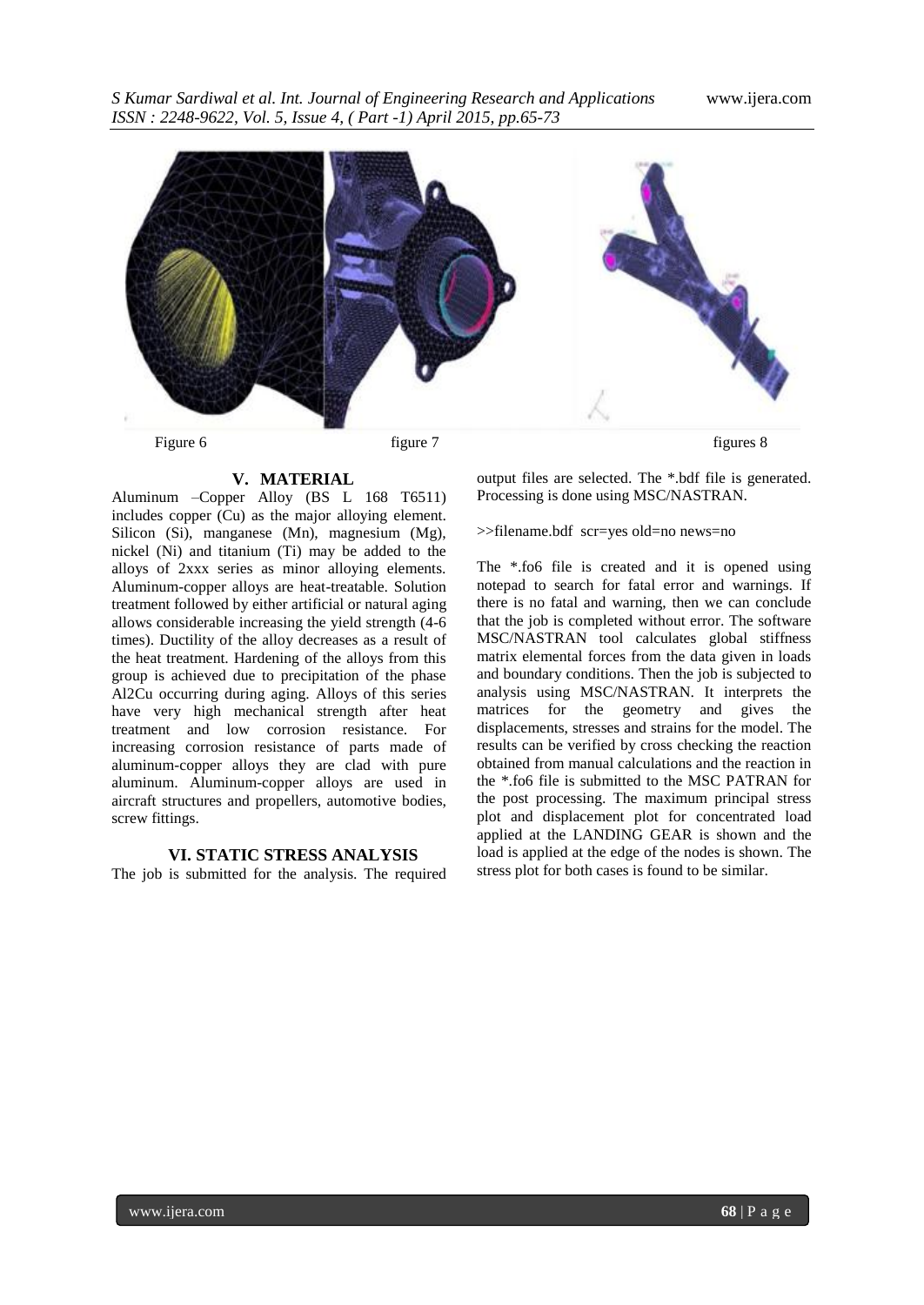Figure 6 figure 7 figures 8

## V. MATERIAL

Aluminum –Copper Alloy (BS L 168 T6511) includes copper (Cu) as the major alloying element. Silicon (Si), manganese (Mn), magnesium (Mg), nickel (Ni) and titanium (Ti) may be added to the alloys of 2xxx series as minor alloying elements. Aluminum-copper alloys are heat-treatable. Solution treatment followed by either artificial or natural aging allows considerable increasing the yield strength (4-6 times). Ductility of the alloy decreases as a result of the heat treatment. Hardening of the alloys from this group is achieved due to precipitation of the phase $Al_2Cu$ occurring during aging. Alloys of this series have very high mechanical strength after heat treatment and low corrosion resistance. For increasing corrosion resistance of parts made of aluminum-copper alloys they are clad with pure aluminum. Aluminum-copper alloys are used in aircraft structures and propellers, automotive bodies, screw fittings.

## VI. STATIC STRESS ANALYSIS

The job is submitted for the analysis. The required output files are selected. The *.bdf file is generated. Processing is done using MSC/NASTRAN.

>>filename.bdf scr=yes old=no news=no

The *.fo6 file is created and it is opened using notepad to search for fatal error and warnings. If there is no fatal and warning, then we can conclude that the job is completed without error. The software MSC/NASTRAN tool calculates global stiffness matrix elemental forces from the data given in loads and boundary conditions. Then the job is subjected to analysis using MSC/NASTRAN. It interprets the matrices for the geometry and gives the displacements, stresses and strains for the model. The results can be verified by cross checking the reaction obtained from manual calculations and the reaction in the *.fo6 file is submitted to the MSC PATRAN for the post processing. The maximum principal stress plot and displacement plot for concentrated load applied at the LANDING GEAR is shown and the load is applied at the edge of the nodes is shown. The stress plot for both cases is found to be similar.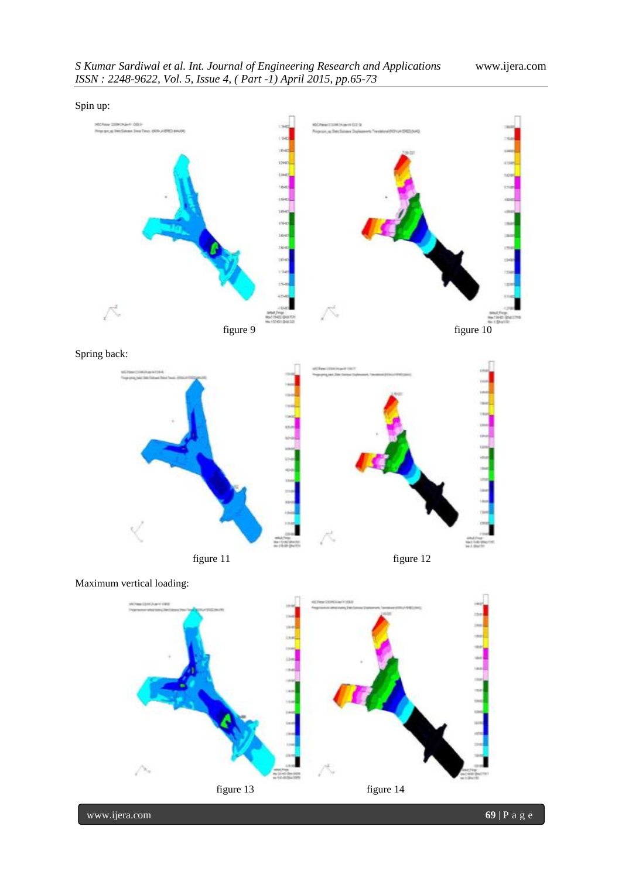Spin up:

figure 9

figure 10

Spring back:

figure 11

figure 12

Maximum vertical loading:

figure 13

figure 14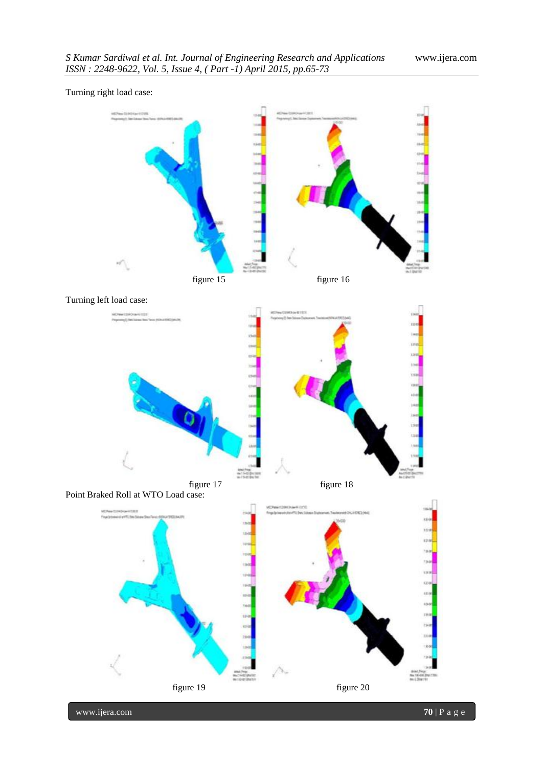Turning right load case:

figure 15

figure 16

Turning left load case:

figure 17

figure 18

Point Braked Roll at WTO Load case:

figure 19

figure 20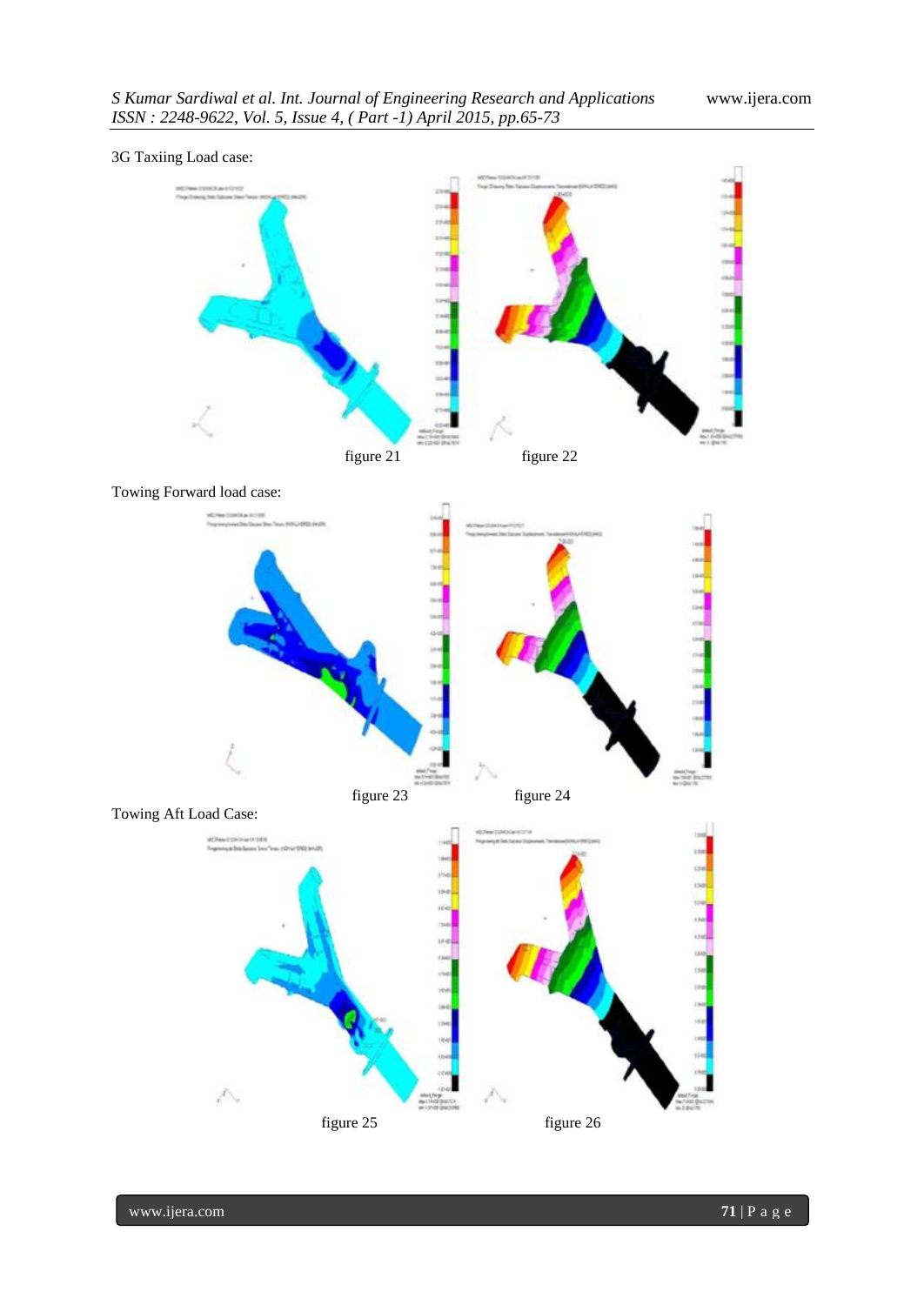3G Taxiing Load case:

figure 21

figure 22

Towing Forward load case:

figure 23

figure 24

Towing Aft Load Case:

figure 25

figure 26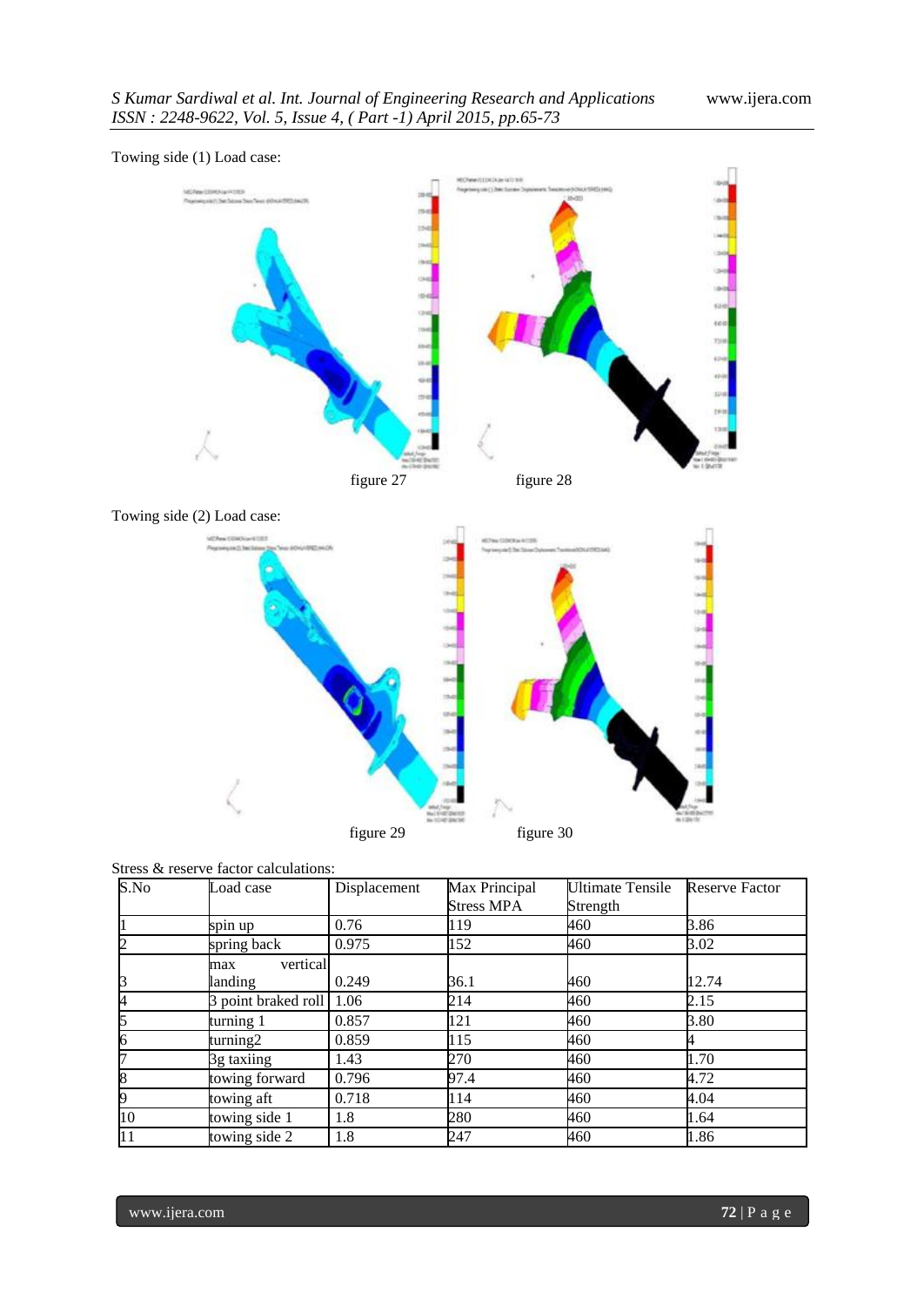Towing side (1) Load case:

figure 27 figure 28

Towing side (2) Load case:

figure 29 figure 30

Stress & reserve factor calculations:

| S.No | Load case | Displacement | Max Principal Stress MPA | Ultimate Tensile Strength | Reserve Factor |
|---|---|---|---|---|---|
| 1 | spin up | 0.76 | 119 | 460 | 3.86 |
| 2 | spring back | 0.975 | 152 | 460 | 3.02 |
| 3 | max vertical landing | 0.249 | 36.1 | 460 | 12.74 |
| 4 | 3 point braked roll | 1.06 | 214 | 460 | 2.15 |
| 5 | turning 1 | 0.857 | 121 | 460 | 3.80 |
| 6 | turning2 | 0.859 | 115 | 460 | 4 |
| 7 | 3g taxiing | 1.43 | 270 | 460 | 1.70 |
| 8 | towing forward | 0.796 | 97.4 | 460 | 4.72 |
| 9 | towing aft | 0.718 | 114 | 460 | 4.04 |
| 10 | towing side 1 | 1.8 | 280 | 460 | 1.64 |
| 11 | towing side 2 | 1.8 | 247 | 460 | 1.86 |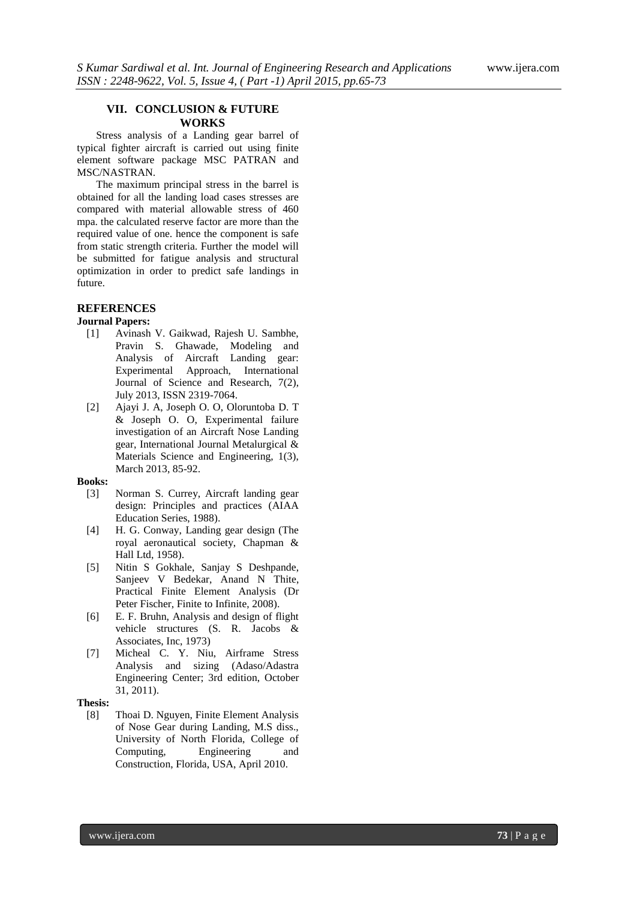## VII. CONCLUSION & FUTURE WORKS

Stress analysis of a Landing gear barrel of typical fighter aircraft is carried out using finite element software package MSC PATRAN and MSC/NASTRAN.

The maximum principal stress in the barrel is obtained for all the landing load cases stresses are compared with material allowable stress of 460 mpa. the calculated reserve factor are more than the required value of one. hence the component is safe from static strength criteria. Further the model will be submitted for fatigue analysis and structural optimization in order to predict safe landings in future.

## REFERENCES

**Journal Papers:**

[1] Avinash V. Gaikwad, Rajesh U. Sambhe, Pravin S. Ghawade, Modeling and Analysis of Aircraft Landing gear: Experimental Approach, International Journal of Science and Research, 7(2), July 2013, ISSN 2319-7064.

[2] Ajayi J. A, Joseph O. O, Oloruntoba D. T & Joseph O. O, Experimental failure investigation of an Aircraft Nose Landing gear, International Journal Metalurgical & Materials Science and Engineering, 1(3), March 2013, 85-92.

**Books:**

[3] Norman S. Currey, Aircraft landing gear design: Principles and practices (AIAA Education Series, 1988).

[4] H. G. Conway, Landing gear design (The royal aeronautical society, Chapman & Hall Ltd, 1958).

[5] Nitin S Gokhale, Sanjay S Deshpande, Sanjeev V Bedekar, Anand N Thite, Practical Finite Element Analysis (Dr Peter Fischer, Finite to Infinite, 2008).

[6] E. F. Bruhn, Analysis and design of flight vehicle structures (S. R. Jacobs & Associates, Inc, 1973)

[7] Micheal C. Y. Niu, Airframe Stress Analysis and sizing (Adaso/Adastra Engineering Center; 3rd edition, October 31, 2011).

**Thesis:**

[8] Thoai D. Nguyen, Finite Element Analysis of Nose Gear during Landing, M.S diss., University of North Florida, College of Computing, Engineering and Construction, Florida, USA, April 2010.